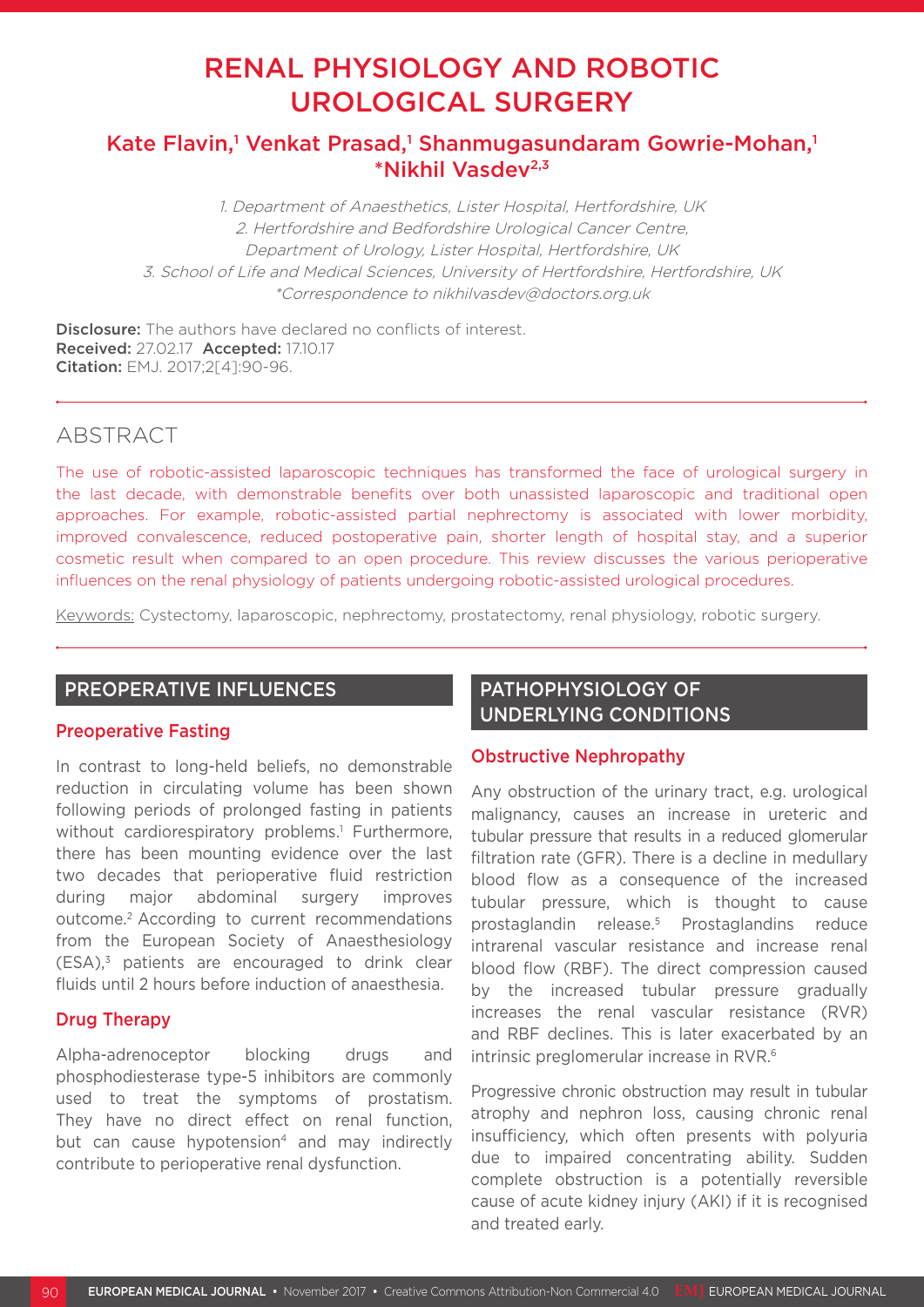# RENAL PHYSIOLOGY AND ROBOTIC UROLOGICAL SURGERY

**Kate Flavin,[1] Venkat Prasad,[1] Shanmugasundaram Gowrie-Mohan,[1] *Nikhil Vasdev[2,3]**

1. Department of Anaesthetics, Lister Hospital, Hertfordshire, UK
2. Hertfordshire and Bedfordshire Urological Cancer Centre, Department of Urology, Lister Hospital, Hertfordshire, UK
3. School of Life and Medical Sciences, University of Hertfordshire, Hertfordshire, UK

*Correspondence to nikhilvasdev@doctors.org.uk

**Disclosure:** The authors have declared no conflicts of interest.
**Received:** 27.02.17 **Accepted:** 17.10.17
**Citation:** EMJ. 2017;2[4]:90-96.

## ABSTRACT

The use of robotic-assisted laparoscopic techniques has transformed the face of urological surgery in the last decade, with demonstrable benefits over both unassisted laparoscopic and traditional open approaches. For example, robotic-assisted partial nephrectomy is associated with lower morbidity, improved convalescence, reduced postoperative pain, shorter length of hospital stay, and a superior cosmetic result when compared to an open procedure. This review discusses the various perioperative influences on the renal physiology of patients undergoing robotic-assisted urological procedures.

Keywords: Cystectomy, laparoscopic, nephrectomy, prostatectomy, renal physiology, robotic surgery.

## PREOPERATIVE INFLUENCES

### Preoperative Fasting

In contrast to long-held beliefs, no demonstrable reduction in circulating volume has been shown following periods of prolonged fasting in patients without cardiorespiratory problems.[1] Furthermore, there has been mounting evidence over the last two decades that perioperative fluid restriction during major abdominal surgery improves outcome.[2] According to current recommendations from the European Society of Anaesthesiology (ESA),[3] patients are encouraged to drink clear fluids until 2 hours before induction of anaesthesia.

### Drug Therapy

Alpha-adrenoceptor blocking drugs and phosphodiesterase type-5 inhibitors are commonly used to treat the symptoms of prostatism. They have no direct effect on renal function, but can cause hypotension[4] and may indirectly contribute to perioperative renal dysfunction.

## PATHOPHYSIOLOGY OF UNDERLYING CONDITIONS

### Obstructive Nephropathy

Any obstruction of the urinary tract, e.g. urological malignancy, causes an increase in ureteric and tubular pressure that results in a reduced glomerular filtration rate (GFR). There is a decline in medullary blood flow as a consequence of the increased tubular pressure, which is thought to cause prostaglandin release.[5] Prostaglandins reduce intrarenal vascular resistance and increase renal blood flow (RBF). The direct compression caused by the increased tubular pressure gradually increases the renal vascular resistance (RVR) and RBF declines. This is later exacerbated by an intrinsic preglomerular increase in RVR.[6]

Progressive chronic obstruction may result in tubular atrophy and nephron loss, causing chronic renal insufficiency, which often presents with polyuria due to impaired concentrating ability. Sudden complete obstruction is a potentially reversible cause of acute kidney injury (AKI) if it is recognised and treated early.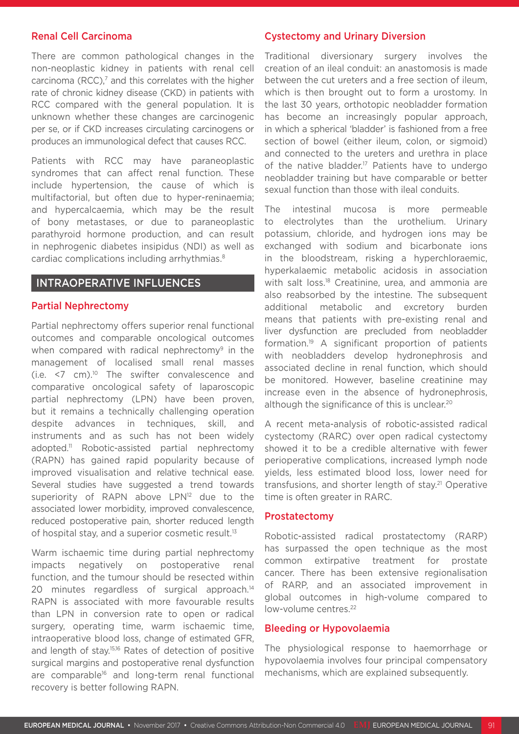### Renal Cell Carcinoma

There are common pathological changes in the non-neoplastic kidney in patients with renal cell carcinoma (RCC),[7] and this correlates with the higher rate of chronic kidney disease (CKD) in patients with RCC compared with the general population. It is unknown whether these changes are carcinogenic per se, or if CKD increases circulating carcinogens or produces an immunological defect that causes RCC.

Patients with RCC may have paraneoplastic syndromes that can affect renal function. These include hypertension, the cause of which is multifactorial, but often due to hyper-reninaemia; and hypercalcaemia, which may be the result of bony metastases, or due to paraneoplastic parathyroid hormone production, and can result in nephrogenic diabetes insipidus (NDI) as well as cardiac complications including arrhythmias.[8]

## INTRAOPERATIVE INFLUENCES

### Partial Nephrectomy

Partial nephrectomy offers superior renal functional outcomes and comparable oncological outcomes when compared with radical nephrectomy[9] in the management of localised small renal masses (i.e. <7 cm).[10] The swifter convalescence and comparative oncological safety of laparoscopic partial nephrectomy (LPN) have been proven, but it remains a technically challenging operation despite advances in techniques, skill, and instruments and as such has not been widely adopted.[11] Robotic-assisted partial nephrectomy (RAPN) has gained rapid popularity because of improved visualisation and relative technical ease. Several studies have suggested a trend towards superiority of RAPN above LPN[12] due to the associated lower morbidity, improved convalescence, reduced postoperative pain, shorter reduced length of hospital stay, and a superior cosmetic result.[13]

Warm ischaemic time during partial nephrectomy impacts negatively on postoperative renal function, and the tumour should be resected within 20 minutes regardless of surgical approach.[14] RAPN is associated with more favourable results than LPN in conversion rate to open or radical surgery, operating time, warm ischaemic time, intraoperative blood loss, change of estimated GFR, and length of stay.[15,16] Rates of detection of positive surgical margins and postoperative renal dysfunction are comparable[16] and long-term renal functional recovery is better following RAPN.

### Cystectomy and Urinary Diversion

Traditional diversionary surgery involves the creation of an ileal conduit: an anastomosis is made between the cut ureters and a free section of ileum, which is then brought out to form a urostomy. In the last 30 years, orthotopic neobladder formation has become an increasingly popular approach, in which a spherical 'bladder' is fashioned from a free section of bowel (either ileum, colon, or sigmoid) and connected to the ureters and urethra in place of the native bladder.[17] Patients have to undergo neobladder training but have comparable or better sexual function than those with ileal conduits.

The intestinal mucosa is more permeable to electrolytes than the urothelium. Urinary potassium, chloride, and hydrogen ions may be exchanged with sodium and bicarbonate ions in the bloodstream, risking a hyperchloraemic, hyperkalaemic metabolic acidosis in association with salt loss.[18] Creatinine, urea, and ammonia are also reabsorbed by the intestine. The subsequent additional metabolic and excretory burden means that patients with pre-existing renal and liver dysfunction are precluded from neobladder formation.[19] A significant proportion of patients with neobladders develop hydronephrosis and associated decline in renal function, which should be monitored. However, baseline creatinine may increase even in the absence of hydronephrosis, although the significance of this is unclear.[20]

A recent meta-analysis of robotic-assisted radical cystectomy (RARC) over open radical cystectomy showed it to be a credible alternative with fewer perioperative complications, increased lymph node yields, less estimated blood loss, lower need for transfusions, and shorter length of stay.[21] Operative time is often greater in RARC.

### Prostatectomy

Robotic-assisted radical prostatectomy (RARP) has surpassed the open technique as the most common extirpative treatment for prostate cancer. There has been extensive regionalisation of RARP, and an associated improvement in global outcomes in high-volume compared to low-volume centres.[22]

### Bleeding or Hypovolaemia

The physiological response to haemorrhage or hypovolaemia involves four principal compensatory mechanisms, which are explained subsequently.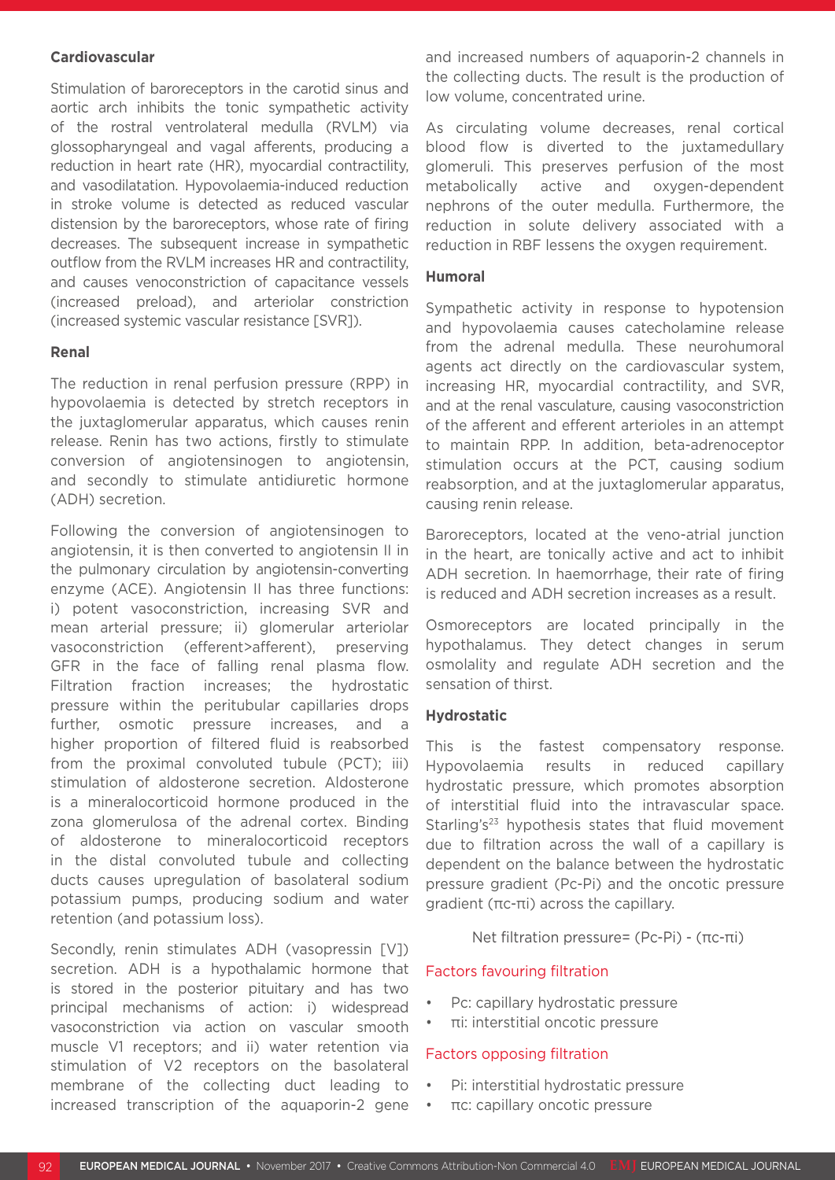### Cardiovascular

Stimulation of baroreceptors in the carotid sinus and aortic arch inhibits the tonic sympathetic activity of the rostral ventrolateral medulla (RVLM) via glossopharyngeal and vagal afferents, producing a reduction in heart rate (HR), myocardial contractility, and vasodilatation. Hypovolaemia-induced reduction in stroke volume is detected as reduced vascular distension by the baroreceptors, whose rate of firing decreases. The subsequent increase in sympathetic outflow from the RVLM increases HR and contractility, and causes venoconstriction of capacitance vessels (increased preload), and arteriolar constriction (increased systemic vascular resistance [SVR]).

### Renal

The reduction in renal perfusion pressure (RPP) in hypovolaemia is detected by stretch receptors in the juxtaglomerular apparatus, which causes renin release. Renin has two actions, firstly to stimulate conversion of angiotensinogen to angiotensin, and secondly to stimulate antidiuretic hormone (ADH) secretion.

Following the conversion of angiotensinogen to angiotensin, it is then converted to angiotensin II in the pulmonary circulation by angiotensin-converting enzyme (ACE). Angiotensin II has three functions: i) potent vasoconstriction, increasing SVR and mean arterial pressure; ii) glomerular arteriolar vasoconstriction (efferent>afferent), preserving GFR in the face of falling renal plasma flow. Filtration fraction increases; the hydrostatic pressure within the peritubular capillaries drops further, osmotic pressure increases, and a higher proportion of filtered fluid is reabsorbed from the proximal convoluted tubule (PCT); iii) stimulation of aldosterone secretion. Aldosterone is a mineralocorticoid hormone produced in the zona glomerulosa of the adrenal cortex. Binding of aldosterone to mineralocorticoid receptors in the distal convoluted tubule and collecting ducts causes upregulation of basolateral sodium potassium pumps, producing sodium and water retention (and potassium loss).

Secondly, renin stimulates ADH (vasopressin [V]) secretion. ADH is a hypothalamic hormone that is stored in the posterior pituitary and has two principal mechanisms of action: i) widespread vasoconstriction via action on vascular smooth muscle V1 receptors; and ii) water retention via stimulation of V2 receptors on the basolateral membrane of the collecting duct leading to increased transcription of the aquaporin-2 gene and increased numbers of aquaporin-2 channels in the collecting ducts. The result is the production of low volume, concentrated urine.

As circulating volume decreases, renal cortical blood flow is diverted to the juxtamedullary glomeruli. This preserves perfusion of the most metabolically active and oxygen-dependent nephrons of the outer medulla. Furthermore, the reduction in solute delivery associated with a reduction in RBF lessens the oxygen requirement.

### Humoral

Sympathetic activity in response to hypotension and hypovolaemia causes catecholamine release from the adrenal medulla. These neurohumoral agents act directly on the cardiovascular system, increasing HR, myocardial contractility, and SVR, and at the renal vasculature, causing vasoconstriction of the afferent and efferent arterioles in an attempt to maintain RPP. In addition, beta-adrenoceptor stimulation occurs at the PCT, causing sodium reabsorption, and at the juxtaglomerular apparatus, causing renin release.

Baroreceptors, located at the veno-atrial junction in the heart, are tonically active and act to inhibit ADH secretion. In haemorrhage, their rate of firing is reduced and ADH secretion increases as a result.

Osmoreceptors are located principally in the hypothalamus. They detect changes in serum osmolality and regulate ADH secretion and the sensation of thirst.

### Hydrostatic

This is the fastest compensatory response. Hypovolaemia results in reduced capillary hydrostatic pressure, which promotes absorption of interstitial fluid into the intravascular space. Starling's[23] hypothesis states that fluid movement due to filtration across the wall of a capillary is dependent on the balance between the hydrostatic pressure gradient ($P_c$-$P_i$) and the oncotic pressure gradient ($\pi_c$-$\pi_i$) across the capillary.

$$\text{Net filtration pressure} = (P_c - P_i) - (\pi_c - \pi_i)$$

Factors favouring filtration

- $P_c$: capillary hydrostatic pressure
- $\pi_i$: interstitial oncotic pressure

Factors opposing filtration

- $P_i$: interstitial hydrostatic pressure
- $\pi_c$: capillary oncotic pressure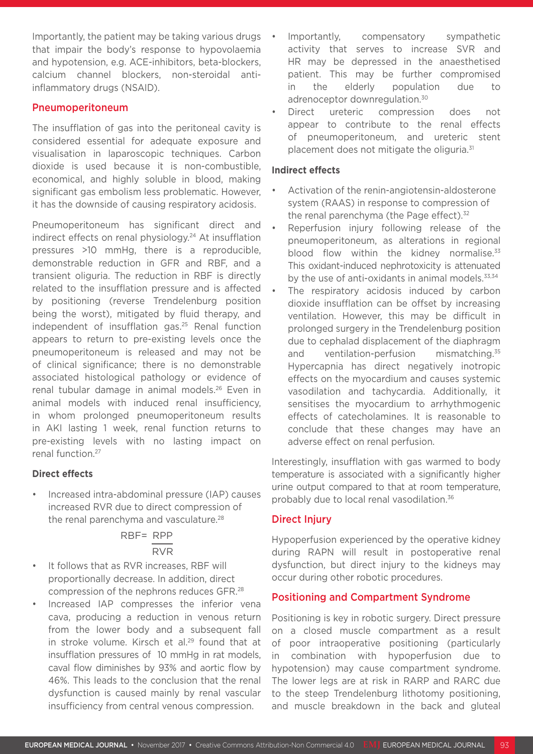Importantly, the patient may be taking various drugs that impair the body's response to hypovolaemia and hypotension, e.g. ACE-inhibitors, beta-blockers, calcium channel blockers, non-steroidal anti-inflammatory drugs (NSAID).

## Pneumoperitoneum

The insufflation of gas into the peritoneal cavity is considered essential for adequate exposure and visualisation in laparoscopic techniques. Carbon dioxide is used because it is non-combustible, economical, and highly soluble in blood, making significant gas embolism less problematic. However, it has the downside of causing respiratory acidosis.

Pneumoperitoneum has significant direct and indirect effects on renal physiology.[24] At insufflation pressures >10 mmHg, there is a reproducible, demonstrable reduction in GFR and RBF, and a transient oliguria. The reduction in RBF is directly related to the insufflation pressure and is affected by positioning (reverse Trendelenburg position being the worst), mitigated by fluid therapy, and independent of insufflation gas.[25] Renal function appears to return to pre-existing levels once the pneumoperitoneum is released and may not be of clinical significance; there is no demonstrable associated histological pathology or evidence of renal tubular damage in animal models.[26] Even in animal models with induced renal insufficiency, in whom prolonged pneumoperitoneum results in AKI lasting 1 week, renal function returns to pre-existing levels with no lasting impact on renal function.[27]

### Direct effects

- Increased intra-abdominal pressure (IAP) causes increased RVR due to direct compression of the renal parenchyma and vasculature.[28]

$$RBF = \frac{RPP}{RVR}$$

- It follows that as RVR increases, RBF will proportionally decrease. In addition, direct compression of the nephrons reduces GFR.[28]
- Increased IAP compresses the inferior vena cava, producing a reduction in venous return from the lower body and a subsequent fall in stroke volume. Kirsch et al.[29] found that at insufflation pressures of 10 mmHg in rat models, caval flow diminishes by 93% and aortic flow by 46%. This leads to the conclusion that the renal dysfunction is caused mainly by renal vascular insufficiency from central venous compression.
- Importantly, compensatory sympathetic activity that serves to increase SVR and HR may be depressed in the anaesthetised patient. This may be further compromised in the elderly population due to adrenoceptor downregulation.[30]
- Direct ureteric compression does not appear to contribute to the renal effects of pneumoperitoneum, and ureteric stent placement does not mitigate the oliguria.[31]

### Indirect effects

- Activation of the renin-angiotensin-aldosterone system (RAAS) in response to compression of the renal parenchyma (the Page effect).[32]
- Reperfusion injury following release of the pneumoperitoneum, as alterations in regional blood flow within the kidney normalise.[33] This oxidant-induced nephrotoxicity is attenuated by the use of anti-oxidants in animal models.[33,34]
- The respiratory acidosis induced by carbon dioxide insufflation can be offset by increasing ventilation. However, this may be difficult in prolonged surgery in the Trendelenburg position due to cephalad displacement of the diaphragm and ventilation-perfusion mismatching.[35] Hypercapnia has direct negatively inotropic effects on the myocardium and causes systemic vasodilation and tachycardia. Additionally, it sensitises the myocardium to arrhythmogenic effects of catecholamines. It is reasonable to conclude that these changes may have an adverse effect on renal perfusion.

Interestingly, insufflation with gas warmed to body temperature is associated with a significantly higher urine output compared to that at room temperature, probably due to local renal vasodilation.[36]

## Direct Injury

Hypoperfusion experienced by the operative kidney during RAPN will result in postoperative renal dysfunction, but direct injury to the kidneys may occur during other robotic procedures.

## Positioning and Compartment Syndrome

Positioning is key in robotic surgery. Direct pressure on a closed muscle compartment as a result of poor intraoperative positioning (particularly in combination with hypoperfusion due to hypotension) may cause compartment syndrome. The lower legs are at risk in RARP and RARC due to the steep Trendelenburg lithotomy positioning, and muscle breakdown in the back and gluteal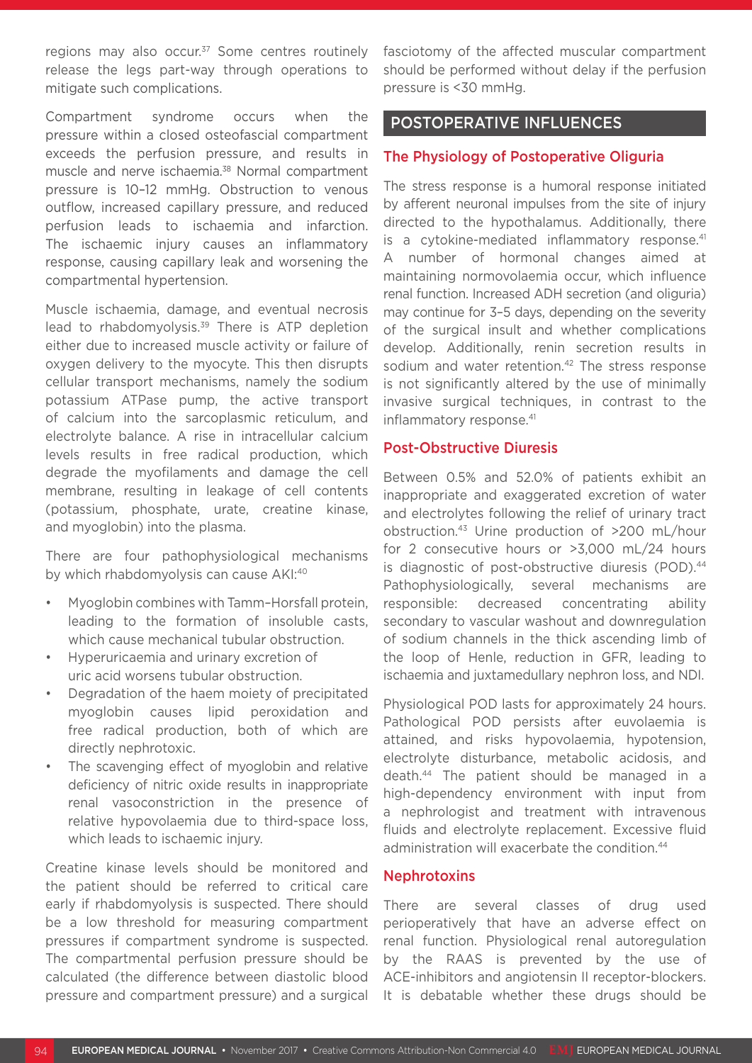regions may also occur.[37] Some centres routinely release the legs part-way through operations to mitigate such complications.

Compartment syndrome occurs when the pressure within a closed osteofascial compartment exceeds the perfusion pressure, and results in muscle and nerve ischaemia.[38] Normal compartment pressure is 10–12 mmHg. Obstruction to venous outflow, increased capillary pressure, and reduced perfusion leads to ischaemia and infarction. The ischaemic injury causes an inflammatory response, causing capillary leak and worsening the compartmental hypertension.

Muscle ischaemia, damage, and eventual necrosis lead to rhabdomyolysis.[39] There is ATP depletion either due to increased muscle activity or failure of oxygen delivery to the myocyte. This then disrupts cellular transport mechanisms, namely the sodium potassium ATPase pump, the active transport of calcium into the sarcoplasmic reticulum, and electrolyte balance. A rise in intracellular calcium levels results in free radical production, which degrade the myofilaments and damage the cell membrane, resulting in leakage of cell contents (potassium, phosphate, urate, creatine kinase, and myoglobin) into the plasma.

There are four pathophysiological mechanisms by which rhabdomyolysis can cause AKI:[40]

- Myoglobin combines with Tamm–Horsfall protein, leading to the formation of insoluble casts, which cause mechanical tubular obstruction.
- Hyperuricaemia and urinary excretion of uric acid worsens tubular obstruction.
- Degradation of the haem moiety of precipitated myoglobin causes lipid peroxidation and free radical production, both of which are directly nephrotoxic.
- The scavenging effect of myoglobin and relative deficiency of nitric oxide results in inappropriate renal vasoconstriction in the presence of relative hypovolaemia due to third-space loss, which leads to ischaemic injury.

Creatine kinase levels should be monitored and the patient should be referred to critical care early if rhabdomyolysis is suspected. There should be a low threshold for measuring compartment pressures if compartment syndrome is suspected. The compartmental perfusion pressure should be calculated (the difference between diastolic blood pressure and compartment pressure) and a surgical fasciotomy of the affected muscular compartment should be performed without delay if the perfusion pressure is <30 mmHg.

## POSTOPERATIVE INFLUENCES

### The Physiology of Postoperative Oliguria

The stress response is a humoral response initiated by afferent neuronal impulses from the site of injury directed to the hypothalamus. Additionally, there is a cytokine-mediated inflammatory response.[41] A number of hormonal changes aimed at maintaining normovolaemia occur, which influence renal function. Increased ADH secretion (and oliguria) may continue for 3–5 days, depending on the severity of the surgical insult and whether complications develop. Additionally, renin secretion results in sodium and water retention.[42] The stress response is not significantly altered by the use of minimally invasive surgical techniques, in contrast to the inflammatory response.[41]

### Post-Obstructive Diuresis

Between 0.5% and 52.0% of patients exhibit an inappropriate and exaggerated excretion of water and electrolytes following the relief of urinary tract obstruction.[43] Urine production of >200 mL/hour for 2 consecutive hours or >3,000 mL/24 hours is diagnostic of post-obstructive diuresis (POD).[44] Pathophysiologically, several mechanisms are responsible: decreased concentrating ability secondary to vascular washout and downregulation of sodium channels in the thick ascending limb of the loop of Henle, reduction in GFR, leading to ischaemia and juxtamedullary nephron loss, and NDI.

Physiological POD lasts for approximately 24 hours. Pathological POD persists after euvolaemia is attained, and risks hypovolaemia, hypotension, electrolyte disturbance, metabolic acidosis, and death.[44] The patient should be managed in a high-dependency environment with input from a nephrologist and treatment with intravenous fluids and electrolyte replacement. Excessive fluid administration will exacerbate the condition.[44]

### Nephrotoxins

There are several classes of drug used perioperatively that have an adverse effect on renal function. Physiological renal autoregulation by the RAAS is prevented by the use of ACE-inhibitors and angiotensin II receptor-blockers. It is debatable whether these drugs should be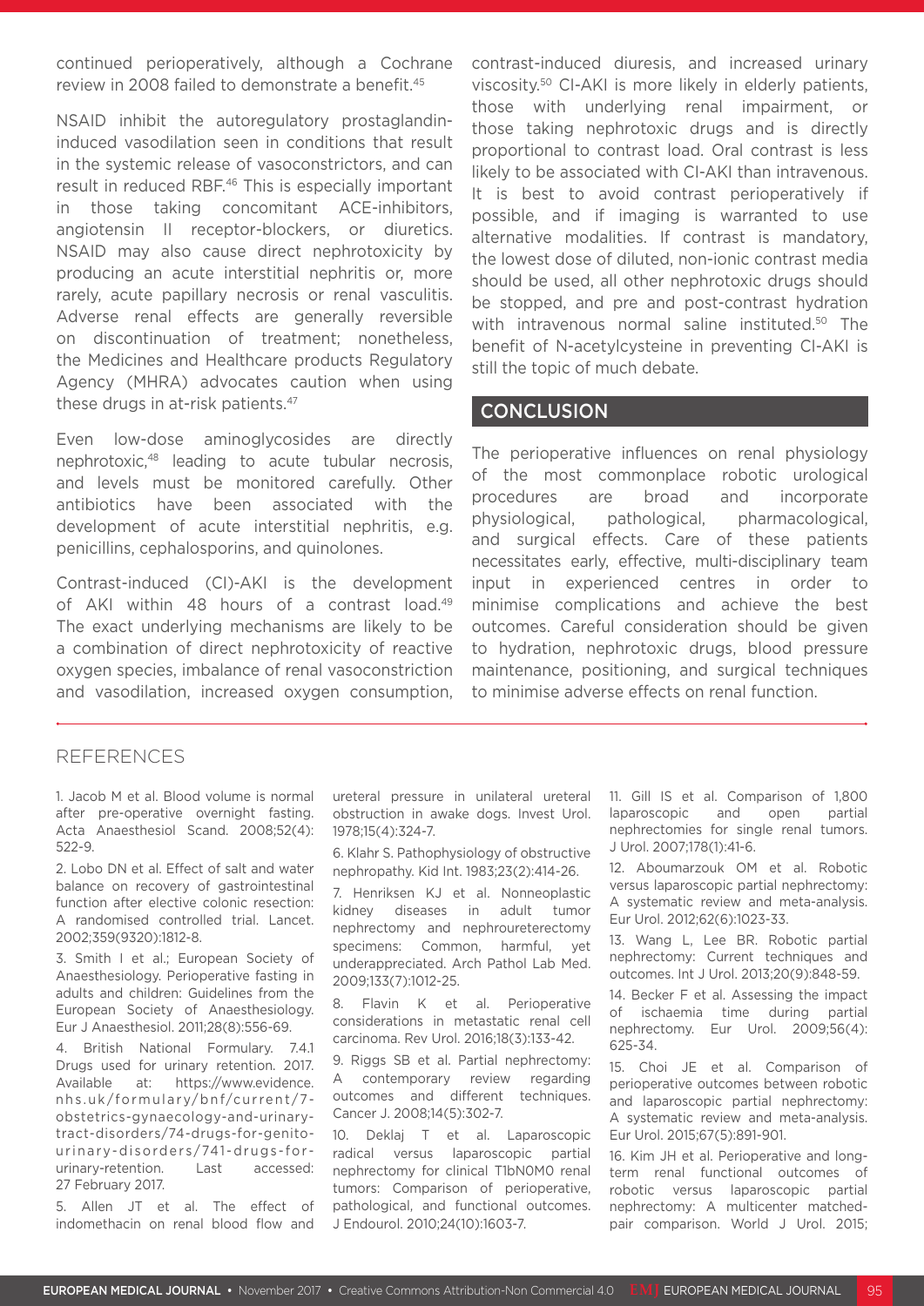continued perioperatively, although a Cochrane review in 2008 failed to demonstrate a benefit.[45]

NSAID inhibit the autoregulatory prostaglandin-induced vasodilation seen in conditions that result in the systemic release of vasoconstrictors, and can result in reduced RBF.[46] This is especially important in those taking concomitant ACE-inhibitors, angiotensin II receptor-blockers, or diuretics. NSAID may also cause direct nephrotoxicity by producing an acute interstitial nephritis or, more rarely, acute papillary necrosis or renal vasculitis. Adverse renal effects are generally reversible on discontinuation of treatment; nonetheless, the Medicines and Healthcare products Regulatory Agency (MHRA) advocates caution when using these drugs in at-risk patients.[47]

Even low-dose aminoglycosides are directly nephrotoxic,[48] leading to acute tubular necrosis, and levels must be monitored carefully. Other antibiotics have been associated with the development of acute interstitial nephritis, e.g. penicillins, cephalosporins, and quinolones.

Contrast-induced (CI)-AKI is the development of AKI within 48 hours of a contrast load.[49] The exact underlying mechanisms are likely to be a combination of direct nephrotoxicity of reactive oxygen species, imbalance of renal vasoconstriction and vasodilation, increased oxygen consumption, contrast-induced diuresis, and increased urinary viscosity.[50] CI-AKI is more likely in elderly patients, those with underlying renal impairment, or those taking nephrotoxic drugs and is directly proportional to contrast load. Oral contrast is less likely to be associated with CI-AKI than intravenous. It is best to avoid contrast perioperatively if possible, and if imaging is warranted to use alternative modalities. If contrast is mandatory, the lowest dose of diluted, non-ionic contrast media should be used, all other nephrotoxic drugs should be stopped, and pre and post-contrast hydration with intravenous normal saline instituted.[50] The benefit of N-acetylcysteine in preventing CI-AKI is still the topic of much debate.

## CONCLUSION

The perioperative influences on renal physiology of the most commonplace robotic urological procedures are broad and incorporate physiological, pathological, pharmacological, and surgical effects. Care of these patients necessitates early, effective, multi-disciplinary team input in experienced centres in order to minimise complications and achieve the best outcomes. Careful consideration should be given to hydration, nephrotoxic drugs, blood pressure maintenance, positioning, and surgical techniques to minimise adverse effects on renal function.

## REFERENCES

1. Jacob M et al. Blood volume is normal after pre-operative overnight fasting. Acta Anaesthesiol Scand. 2008;52(4):522-9.

2. Lobo DN et al. Effect of salt and water balance on recovery of gastrointestinal function after elective colonic resection: A randomised controlled trial. Lancet. 2002;359(9320):1812-8.

3. Smith I et al.; European Society of Anaesthesiology. Perioperative fasting in adults and children: Guidelines from the European Society of Anaesthesiology. Eur J Anaesthesiol. 2011;28(8):556-69.

4. British National Formulary. 7.4.1 Drugs used for urinary retention. 2017. Available at: https://www.evidence.nhs.uk/formulary/bnf/current/7-obstetrics-gynaecology-and-urinary-tract-disorders/74-drugs-for-genito-urinary-disorders/741-drugs-for-urinary-retention. Last accessed: 27 February 2017.

5. Allen JT et al. The effect of indomethacin on renal blood flow and ureteral pressure in unilateral ureteral obstruction in awake dogs. Invest Urol. 1978;15(4):324-7.

6. Klahr S. Pathophysiology of obstructive nephropathy. Kid Int. 1983;23(2):414-26.

7. Henriksen KJ et al. Nonneoplastic kidney diseases in adult tumor nephrectomy and nephroureterectomy specimens: Common, harmful, yet underappreciated. Arch Pathol Lab Med. 2009;133(7):1012-25.

8. Flavin K et al. Perioperative considerations in metastatic renal cell carcinoma. Rev Urol. 2016;18(3):133-42.

9. Riggs SB et al. Partial nephrectomy: A contemporary review regarding outcomes and different techniques. Cancer J. 2008;14(5):302-7.

10. Deklaj T et al. Laparoscopic radical versus laparoscopic partial nephrectomy for clinical T1bN0M0 renal tumors: Comparison of perioperative, pathological, and functional outcomes. J Endourol. 2010;24(10):1603-7.

11. Gill IS et al. Comparison of 1,800 laparoscopic and open partial nephrectomies for single renal tumors. J Urol. 2007;178(1):41-6.

12. Aboumarzouk OM et al. Robotic versus laparoscopic partial nephrectomy: A systematic review and meta-analysis. Eur Urol. 2012;62(6):1023-33.

13. Wang L, Lee BR. Robotic partial nephrectomy: Current techniques and outcomes. Int J Urol. 2013;20(9):848-59.

14. Becker F et al. Assessing the impact of ischaemia time during partial nephrectomy. Eur Urol. 2009;56(4):625-34.

15. Choi JE et al. Comparison of perioperative outcomes between robotic and laparoscopic partial nephrectomy: A systematic review and meta-analysis. Eur Urol. 2015;67(5):891-901.

16. Kim JH et al. Perioperative and long-term renal functional outcomes of robotic versus laparoscopic partial nephrectomy: A multicenter matched-pair comparison. World J Urol. 2015;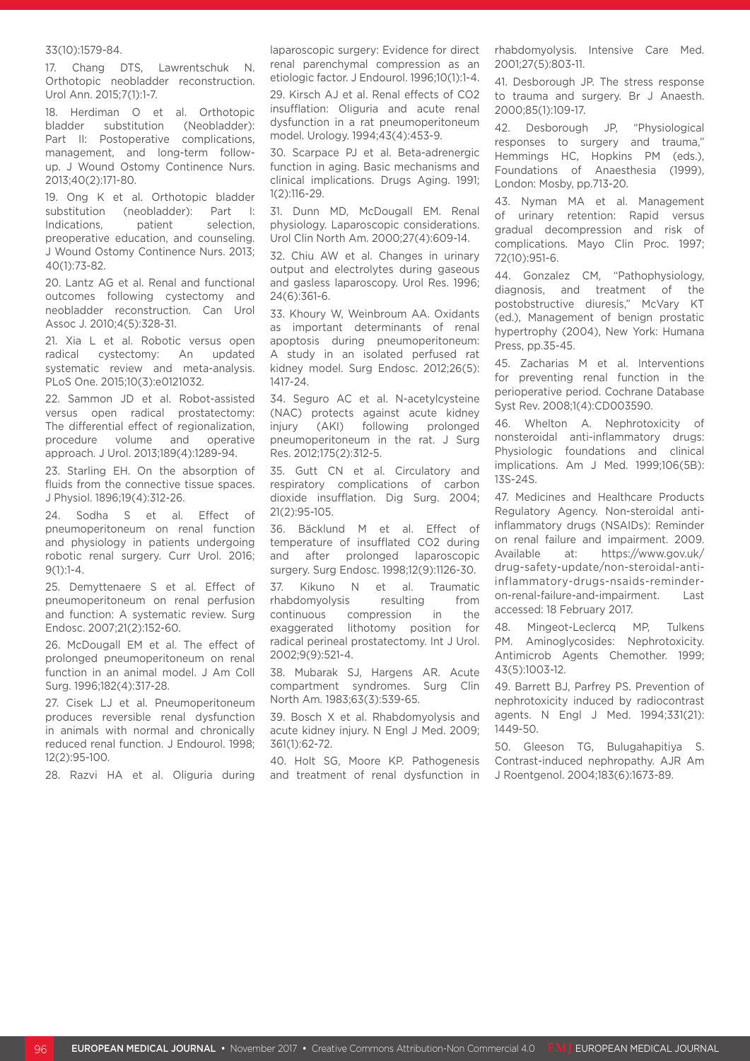33(10):1579-84.

17. Chang DTS, Lawrentschuk N. Orthotopic neobladder reconstruction. Urol Ann. 2015;7(1):1-7.

18. Herdiman O et al. Orthotopic bladder substitution (Neobladder): Part II: Postoperative complications, management, and long-term follow-up. J Wound Ostomy Continence Nurs. 2013;40(2):171-80.

19. Ong K et al. Orthotopic bladder substitution (neobladder): Part I: Indications, patient selection, preoperative education, and counseling. J Wound Ostomy Continence Nurs. 2013; 40(1):73-82.

20. Lantz AG et al. Renal and functional outcomes following cystectomy and neobladder reconstruction. Can Urol Assoc J. 2010;4(5):328-31.

21. Xia L et al. Robotic versus open radical cystectomy: An updated systematic review and meta-analysis. PLoS One. 2015;10(3):e0121032.

22. Sammon JD et al. Robot-assisted versus open radical prostatectomy: The differential effect of regionalization, procedure volume and operative approach. J Urol. 2013;189(4):1289-94.

23. Starling EH. On the absorption of fluids from the connective tissue spaces. J Physiol. 1896;19(4):312-26.

24. Sodha S et al. Effect of pneumoperitoneum on renal function and physiology in patients undergoing robotic renal surgery. Curr Urol. 2016; 9(1):1-4.

25. Demyttenaere S et al. Effect of pneumoperitoneum on renal perfusion and function: A systematic review. Surg Endosc. 2007;21(2):152-60.

26. McDougall EM et al. The effect of prolonged pneumoperitoneum on renal function in an animal model. J Am Coll Surg. 1996;182(4):317-28.

27. Cisek LJ et al. Pneumoperitoneum produces reversible renal dysfunction in animals with normal and chronically reduced renal function. J Endourol. 1998; 12(2):95-100.

28. Razvi HA et al. Oliguria during laparoscopic surgery: Evidence for direct renal parenchymal compression as an etiologic factor. J Endourol. 1996;10(1):1-4.

29. Kirsch AJ et al. Renal effects of CO2 insufflation: Oliguria and acute renal dysfunction in a rat pneumoperitoneum model. Urology. 1994;43(4):453-9.

30. Scarpace PJ et al. Beta-adrenergic function in aging. Basic mechanisms and clinical implications. Drugs Aging. 1991; 1(2):116-29.

31. Dunn MD, McDougall EM. Renal physiology. Laparoscopic considerations. Urol Clin North Am. 2000;27(4):609-14.

32. Chiu AW et al. Changes in urinary output and electrolytes during gaseous and gasless laparoscopy. Urol Res. 1996; 24(6):361-6.

33. Khoury W, Weinbroum AA. Oxidants as important determinants of renal apoptosis during pneumoperitoneum: A study in an isolated perfused rat kidney model. Surg Endosc. 2012;26(5): 1417-24.

34. Seguro AC et al. N-acetylcysteine (NAC) protects against acute kidney injury (AKI) following prolonged pneumoperitoneum in the rat. J Surg Res. 2012;175(2):312-5.

35. Gutt CN et al. Circulatory and respiratory complications of carbon dioxide insufflation. Dig Surg. 2004; 21(2):95-105.

36. Bäcklund M et al. Effect of temperature of insufflated CO2 during and after prolonged laparoscopic surgery. Surg Endosc. 1998;12(9):1126-30.

37. Kikuno N et al. Traumatic rhabdomyolysis resulting from continuous compression in the exaggerated lithotomy position for radical perineal prostatectomy. Int J Urol. 2002;9(9):521-4.

38. Mubarak SJ, Hargens AR. Acute compartment syndromes. Surg Clin North Am. 1983;63(3):539-65.

39. Bosch X et al. Rhabdomyolysis and acute kidney injury. N Engl J Med. 2009; 361(1):62-72.

40. Holt SG, Moore KP. Pathogenesis and treatment of renal dysfunction in rhabdomyolysis. Intensive Care Med. 2001;27(5):803-11.

41. Desborough JP. The stress response to trauma and surgery. Br J Anaesth. 2000;85(1):109-17.

42. Desborough JP, "Physiological responses to surgery and trauma," Hemmings HC, Hopkins PM (eds.), Foundations of Anaesthesia (1999), London: Mosby, pp.713-20.

43. Nyman MA et al. Management of urinary retention: Rapid versus gradual decompression and risk of complications. Mayo Clin Proc. 1997; 72(10):951-6.

44. Gonzalez CM, "Pathophysiology, diagnosis, and treatment of the postobstructive diuresis," McVary KT (ed.), Management of benign prostatic hypertrophy (2004), New York: Humana Press, pp.35-45.

45. Zacharias M et al. Interventions for preventing renal function in the perioperative period. Cochrane Database Syst Rev. 2008;1(4):CD003590.

46. Whelton A. Nephrotoxicity of nonsteroidal anti-inflammatory drugs: Physiologic foundations and clinical implications. Am J Med. 1999;106(5B): 13S-24S.

47. Medicines and Healthcare Products Regulatory Agency. Non-steroidal anti-inflammatory drugs (NSAIDs): Reminder on renal failure and impairment. 2009. Available at: https://www.gov.uk/drug-safety-update/non-steroidal-anti-inflammatory-drugs-nsaids-reminder-on-renal-failure-and-impairment. Last accessed: 18 February 2017.

48. Mingeot-Leclercq MP, Tulkens PM. Aminoglycosides: Nephrotoxicity. Antimicrob Agents Chemother. 1999; 43(5):1003-12.

49. Barrett BJ, Parfrey PS. Prevention of nephrotoxicity induced by radiocontrast agents. N Engl J Med. 1994;331(21): 1449-50.

50. Gleeson TG, Bulugahapitiya S. Contrast-induced nephropathy. AJR Am J Roentgenol. 2004;183(6):1673-89.